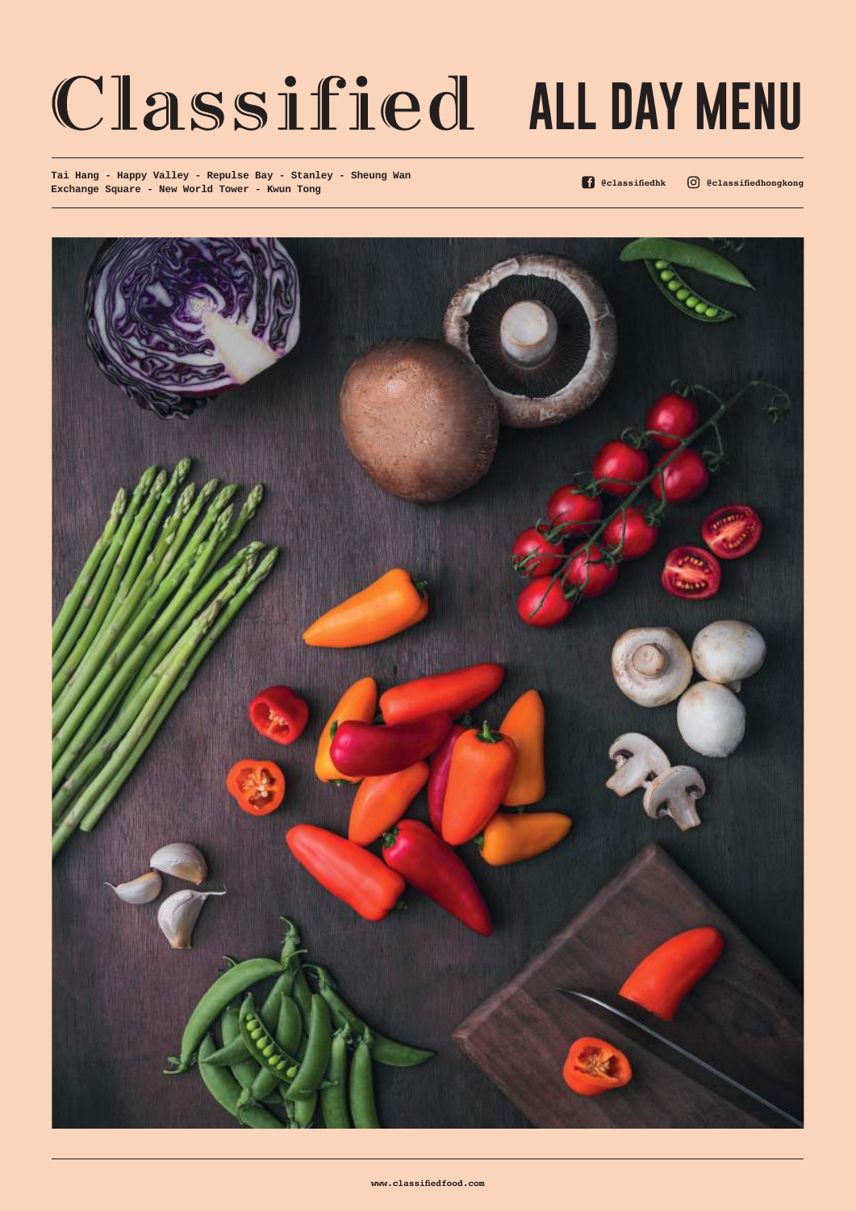# Classified ALL DAY MENU

Tai Hang - Happy Valley - Repulse Bay - Stanley - Sheung Wan
Exchange Square - New World Tower - Kwun Tong

@classifiedhk @classifiedhongkong

www.classifiedfood.com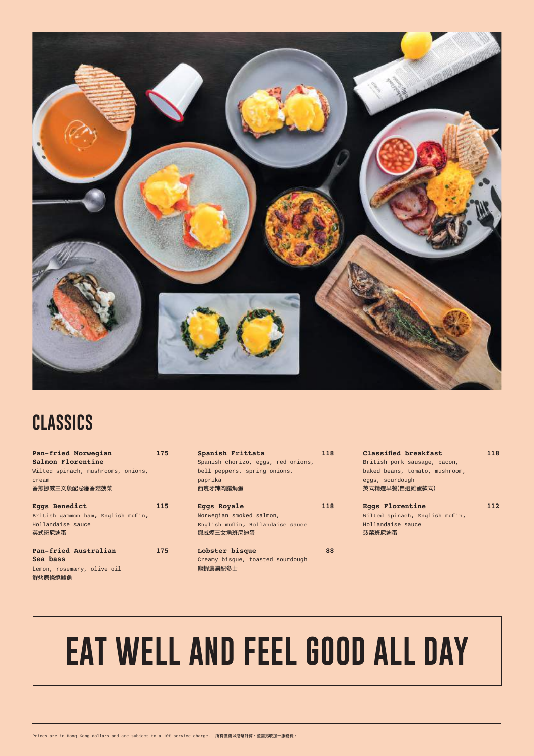## CLASSICS

**Pan-fried Norwegian Salmon Florentine** 175
Wilted spinach, mushrooms, onions, cream
香煎挪威三文魚配忌廉香菇菠菜

**Eggs Benedict** 115
British gammon ham, English muffin, Hollandaise sauce
英式班尼迪蛋

**Pan-fried Australian Sea bass** 175
Lemon, rosemary, olive oil
鮮烤原條燒鱸魚

**Spanish Frittata** 118
Spanish chorizo, eggs, red onions, bell peppers, spring onions, paprika
西班牙辣肉腸焗蛋

**Eggs Royale** 118
Norwegian smoked salmon, English muffin, Hollandaise sauce
挪威煙三文魚班尼迪蛋

**Lobster bisque** 88
Creamy bisque, toasted sourdough
龍蝦濃湯配多士

**Classified breakfast** 118
British pork sausage, bacon, baked beans, tomato, mushroom, eggs, sourdough
英式精選早餐(自選雞蛋款式)

**Eggs Florentine** 112
Wilted spinach, English muffin, Hollandaise sauce
菠菜班尼迪蛋

# EAT WELL AND FEEL GOOD ALL DAY

Prices are in Hong Kong dollars and are subject to a 10% service charge. 所有價錢以港幣計算，並需另收加一服務費。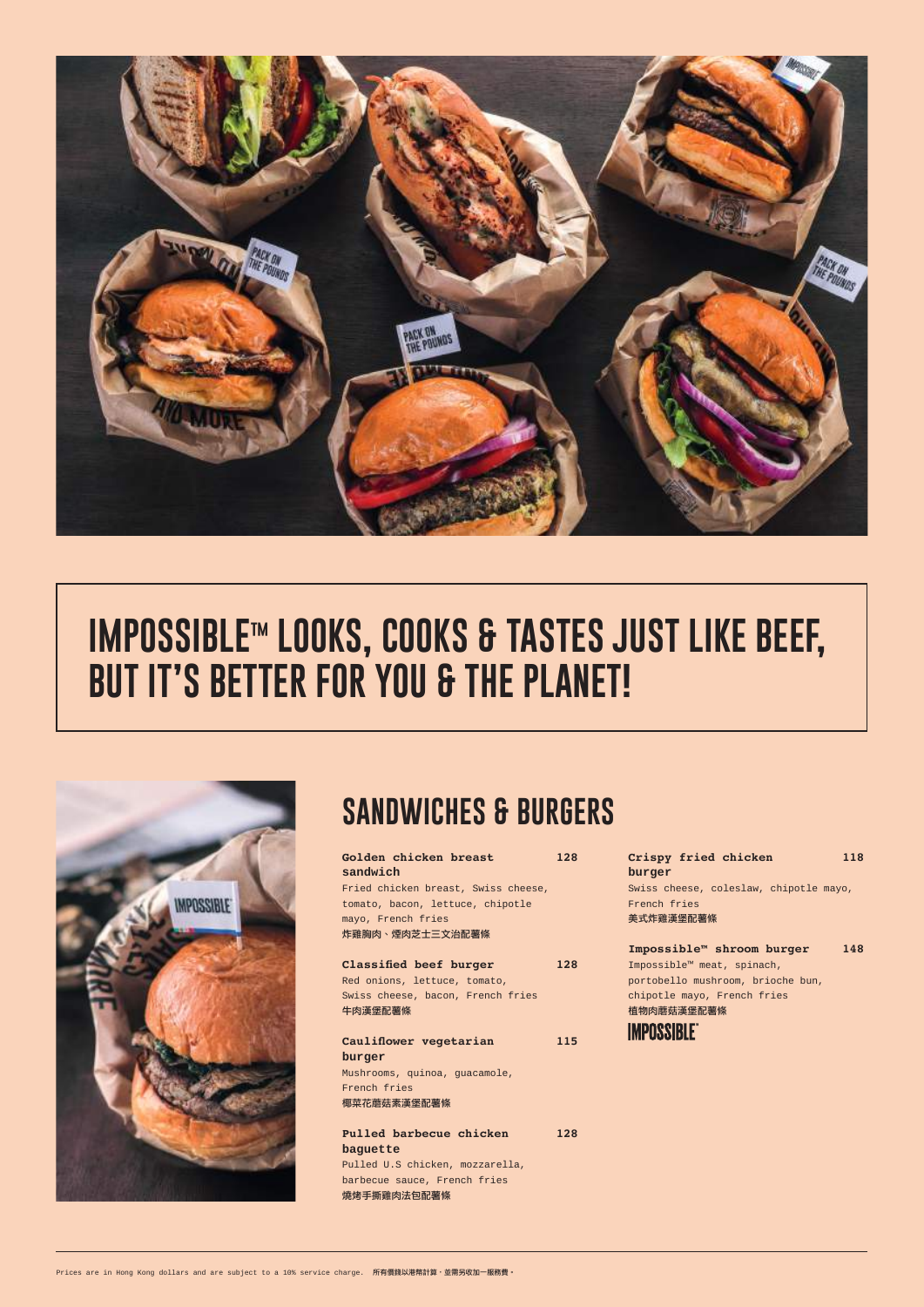# IMPOSSIBLE™ LOOKS, COOKS & TASTES JUST LIKE BEEF, BUT IT'S BETTER FOR YOU & THE PLANET!

## SANDWICHES & BURGERS

**Golden chicken breast sandwich** — 128
Fried chicken breast, Swiss cheese, tomato, bacon, lettuce, chipotle mayo, French fries
炸雞胸肉、煙肉芝士三文治配薯條

**Classified beef burger** — 128
Red onions, lettuce, tomato, Swiss cheese, bacon, French fries
牛肉漢堡配薯條

**Cauliflower vegetarian burger** — 115
Mushrooms, quinoa, guacamole, French fries
椰菜花蘑菇素漢堡配薯條

**Pulled barbecue chicken baguette** — 128
Pulled U.S chicken, mozzarella, barbecue sauce, French fries
燒烤手撕雞肉法包配薯條

**Crispy fried chicken burger** — 118
Swiss cheese, coleslaw, chipotle mayo, French fries
美式炸雞漢堡配薯條

**Impossible™ shroom burger** — 148
Impossible™ meat, spinach, portobello mushroom, brioche bun, chipotle mayo, French fries
植物肉蘑菇漢堡配薯條

IMPOSSIBLE™

Prices are in Hong Kong dollars and are subject to a 10% service charge. 所有價錢以港幣計算，並需另收加一服務費。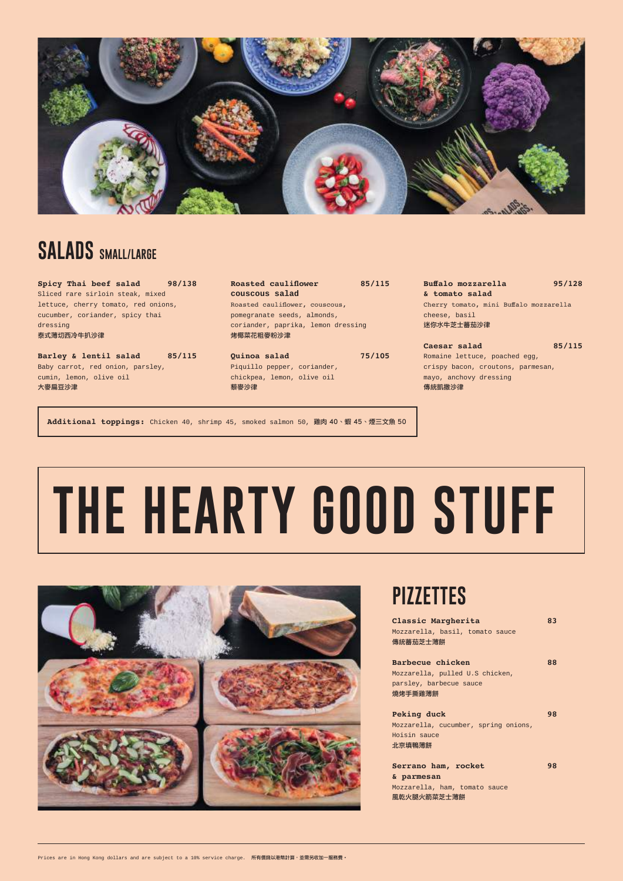## SALADS SMALL/LARGE

**Spicy Thai beef salad** 98/138
Sliced rare sirloin steak, mixed lettuce, cherry tomato, red onions, cucumber, coriander, spicy thai dressing
泰式薄切西冷牛扒沙律

**Barley & lentil salad** 85/115
Baby carrot, red onion, parsley, cumin, lemon, olive oil
大麥扁豆沙律

**Roasted cauliflower couscous salad** 85/115
Roasted cauliflower, couscous, pomegranate seeds, almonds, coriander, paprika, lemon dressing
烤椰菜花粗麥粉沙律

**Quinoa salad** 75/105
Piquillo pepper, coriander, chickpea, lemon, olive oil
藜麥沙律

**Buffalo mozzarella & tomato salad** 95/128
Cherry tomato, mini Buffalo mozzarella cheese, basil
迷你水牛芝士蕃茄沙律

**Caesar salad** 85/115
Romaine lettuce, poached egg, crispy bacon, croutons, parmesan, mayo, anchovy dressing
傳統凱撒沙律

**Additional toppings:** Chicken 40, shrimp 45, smoked salmon 50, 雞肉 40、蝦 45、煙三文魚 50

# THE HEARTY GOOD STUFF

## PIZZETTES

**Classic Margherita** 83
Mozzarella, basil, tomato sauce
傳統蕃茄芝士薄餅

**Barbecue chicken** 88
Mozzarella, pulled U.S chicken, parsley, barbecue sauce
燒烤手撕雞薄餅

**Peking duck** 98
Mozzarella, cucumber, spring onions, Hoisin sauce
北京填鴨薄餅

**Serrano ham, rocket & parmesan** 98
Mozzarella, ham, tomato sauce
風乾火腿火箭菜芝士薄餅

Prices are in Hong Kong dollars and are subject to a 10% service charge. 所有價錢以港幣計算，並需另收加一服務費。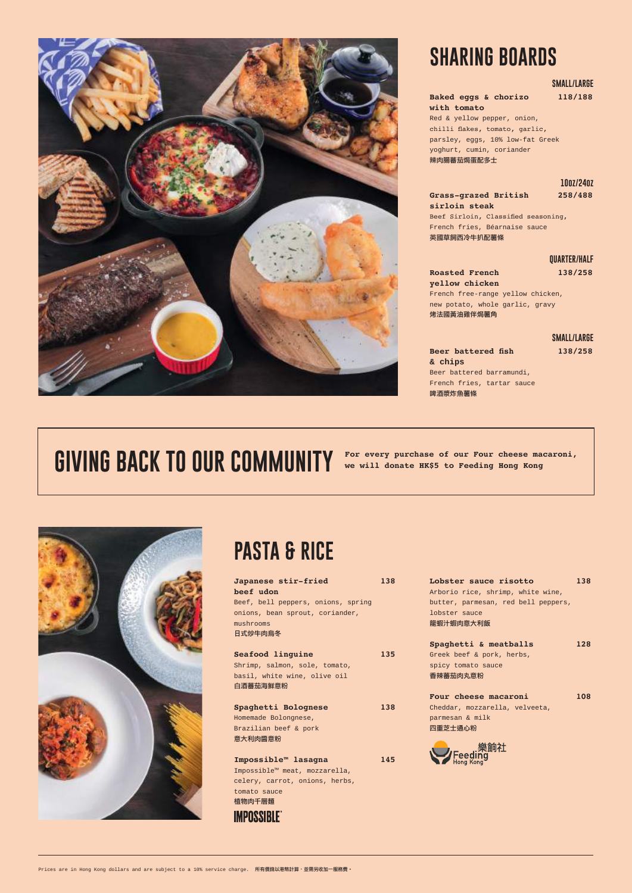## SHARING BOARDS

**SMALL/LARGE**

**Baked eggs & chorizo with tomato** **118/188**
Red & yellow pepper, onion, chilli flakes, tomato, garlic, parsley, eggs, 10% low-fat Greek yoghurt, cumin, coriander
辣肉腸蕃茄焗蛋配多士

**10OZ/24OZ**

**Grass-grazed British sirloin steak** **258/488**
Beef Sirloin, Classified seasoning, French fries, Béarnaise sauce
英國草飼西冷牛扒配薯條

**QUARTER/HALF**

**Roasted French yellow chicken** **138/258**
French free-range yellow chicken, new potato, whole garlic, gravy
烤法國黃油雞伴焗薯角

**SMALL/LARGE**

**Beer battered fish & chips** **138/258**
Beer battered barramundi, French fries, tartar sauce
啤酒漿炸魚薯條

## GIVING BACK TO OUR COMMUNITY

**For every purchase of our Four cheese macaroni, we will donate HK$5 to Feeding Hong Kong**

## PASTA & RICE

**Japanese stir-fried beef udon** **138**
Beef, bell peppers, onions, spring onions, bean sprout, coriander, mushrooms
日式炒牛肉烏冬

**Seafood linguine** **135**
Shrimp, salmon, sole, tomato, basil, white wine, olive oil
白酒蕃茄海鮮意粉

**Spaghetti Bolognese** **138**
Homemade Bolongnese, Brazilian beef & pork
意大利肉醬意粉

**Impossible™ lasagna** **145**
Impossible™ meat, mozzarella, celery, carrot, onions, herbs, tomato sauce
植物肉千層麵

IMPOSSIBLE™

**Lobster sauce risotto** **138**
Arborio rice, shrimp, white wine, butter, parmesan, red bell peppers, lobster sauce
龍蝦汁蝦肉意大利飯

**Spaghetti & meatballs** **128**
Greek beef & pork, herbs, spicy tomato sauce
香辣蕃茄肉丸意粉

**Four cheese macaroni** **108**
Cheddar, mozzarella, velveeta, parmesan & milk
四重芝士通心粉

樂餉社 Feeding Hong Kong

Prices are in Hong Kong dollars and are subject to a 10% service charge. 所有價錢以港幣計算，並需另收加一服務費。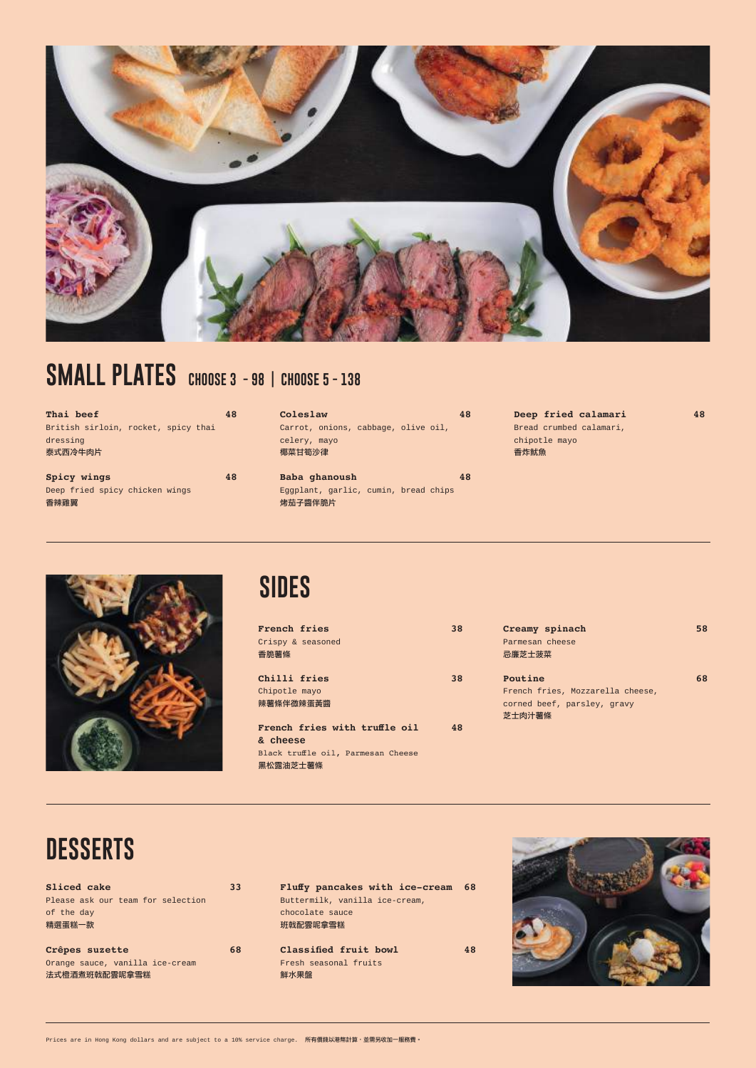## SMALL PLATES CHOOSE 3 - 98 | CHOOSE 5 - 138

**Thai beef** 48
British sirloin, rocket, spicy thai dressing
泰式西冷牛肉片

**Spicy wings** 48
Deep fried spicy chicken wings
香辣雞翼

**Coleslaw** 48
Carrot, onions, cabbage, olive oil, celery, mayo
椰菜甘筍沙律

**Baba ghanoush** 48
Eggplant, garlic, cumin, bread chips
烤茄子醬伴脆片

**Deep fried calamari** 48
Bread crumbed calamari, chipotle mayo
香炸魷魚

## SIDES

**French fries** 38
Crispy & seasoned
香脆薯條

**Chilli fries** 38
Chipotle mayo
辣薯條伴微辣蛋黃醬

**French fries with truffle oil & cheese** 48
Black truffle oil, Parmesan Cheese
黑松露油芝士薯條

**Creamy spinach** 58
Parmesan cheese
忌廉芝士菠菜

**Poutine** 68
French fries, Mozzarella cheese, corned beef, parsley, gravy
芝士肉汁薯條

## DESSERTS

**Sliced cake** 33
Please ask our team for selection of the day
精選蛋糕一款

**Crêpes suzette** 68
Orange sauce, vanilla ice-cream
法式橙酒煮班戟配雲呢拿雪糕

**Fluffy pancakes with ice-cream** 68
Buttermilk, vanilla ice-cream, chocolate sauce
班戟配雲呢拿雪糕

**Classified fruit bowl** 48
Fresh seasonal fruits
鮮水果盤

Prices are in Hong Kong dollars and are subject to a 10% service charge. 所有價錢以港幣計算，並需另收加一服務費。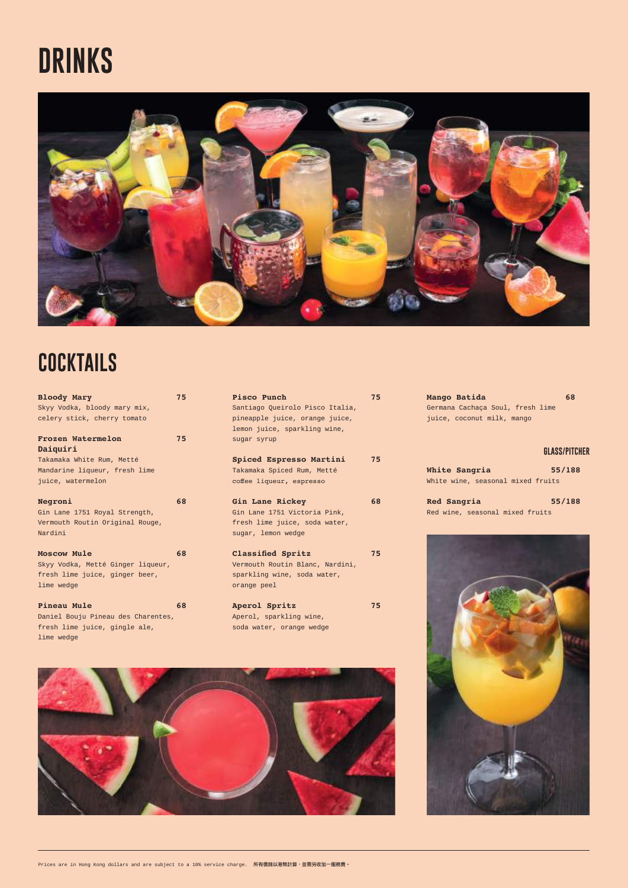# DRINKS

## COCKTAILS

**Bloody Mary** 75
Skyy Vodka, bloody mary mix, celery stick, cherry tomato

**Frozen Watermelon Daiquiri** 75
Takamaka White Rum,Ametté Mandarine liqueur, fresh lime juice, watermelon

**Negroni** 68
Gin Lane 1751 Royal Strength, Vermouth Routin Original Rouge, Nardini

**Moscow Mule** 68
Skyy Vodka,Ametté Ginger liqueur, fresh lime juice, ginger beer, lime wedge

**Pineau Mule** 68
Daniel Bouju Pineau des Charentes, fresh lime juice, gingle ale, lime wedge

**Pisco Punch** 75
Santiago Queirolo Pisco Italia, pineapple juice, orange juice, lemon juice, sparkling wine, sugar syrup

**Spiced Espresso Martini** 75
Takamaka Spiced Rum, Metté coffee liqueur, espresso

**Gin Lane Rickey** 68
Gin Lane 1751 Victoria Pink, fresh lime juice, soda water, sugar, lemon wedge

**Classified Spritz** 75
Vermouth Routin Blanc, Nardini, sparkling wine, soda water, orange peel

**Aperol Spritz** 75
Aperol, sparkling wine, soda water, orange wedge

**Mango Batida** 68
Germana Cachaça Soul, fresh lime juice, coconut milk, mango

| | GLASS/PITCHER |
|---|---|
| **White Sangria**<br>White wine, seasonal mixed fruits | 55/188 |
| **Red Sangria**<br>Red wine, seasonal mixed fruits | 55/188 |

Prices are in Hong Kong dollars and are subject to a 10% service charge. 所有價錢以港幣計算，並需另收加一服務費。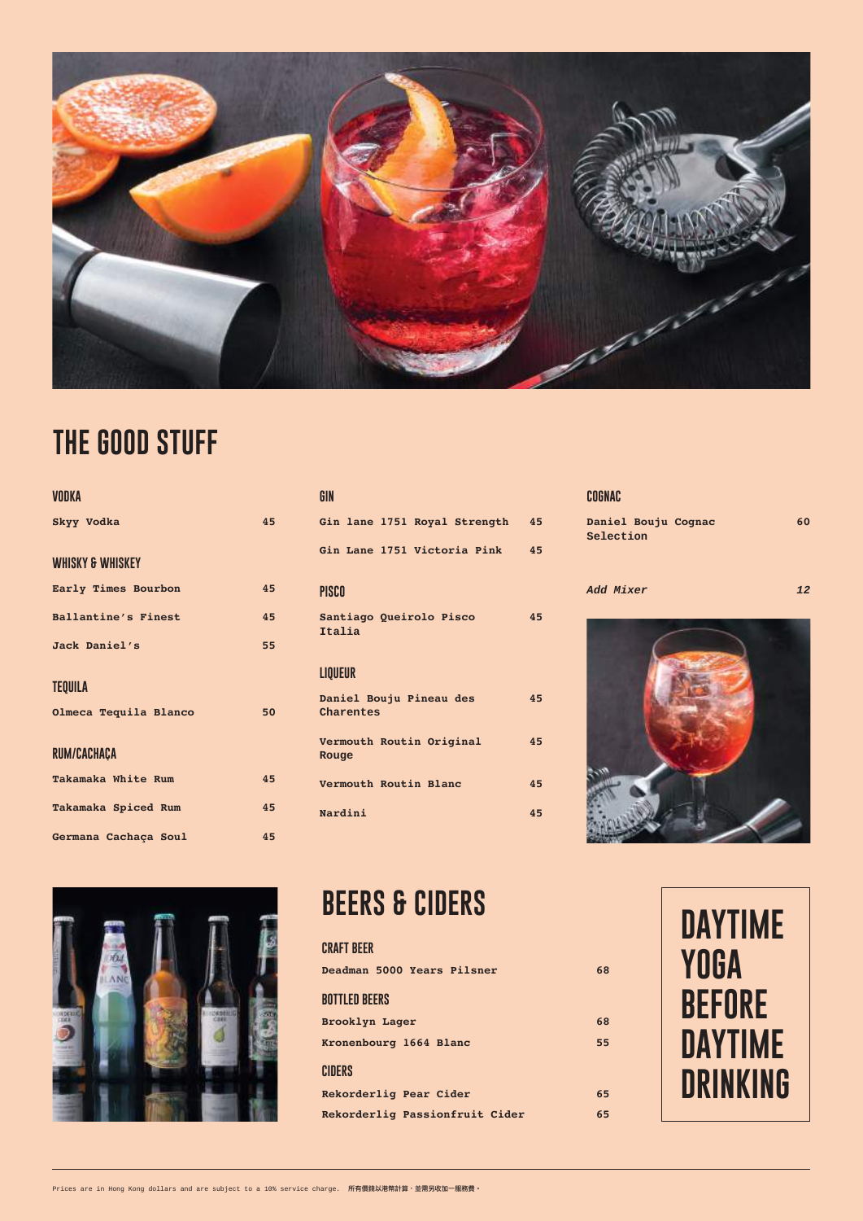# THE GOOD STUFF

## VODKA

| | |
|---|---|
| Skyy Vodka | 45 |

## WHISKY & WHISKEY

| | |
|---|---|
| Early Times Bourbon | 45 |
| Ballantine's Finest | 45 |
| Jack Daniel's | 55 |

## TEQUILA

| | |
|---|---|
| Olmeca Tequila Blanco | 50 |

## RUM/CACHAÇA

| | |
|---|---|
| Takamaka White Rum | 45 |
| Takamaka Spiced Rum | 45 |
| Germana Cachaça Soul | 45 |

## GIN

| | |
|---|---|
| Gin lane 1751 Royal Strength | 45 |
| Gin Lane 1751 Victoria Pink | 45 |

## PISCO

| | |
|---|---|
| Santiago Queirolo Pisco Italia | 45 |

## LIQUEUR

| | |
|---|---|
| Daniel Bouju Pineau des Charentes | 45 |
| Vermouth Routin Original Rouge | 45 |
| Vermouth Routin Blanc | 45 |
| Nardini | 45 |

## COGNAC

| | |
|---|---|
| Daniel Bouju Cognac Selection | 60 |

*Add Mixer* *12*

# BEERS & CIDERS

## CRAFT BEER

| | |
|---|---|
| Deadman 5000 Years Pilsner | 68 |

## BOTTLED BEERS

| | |
|---|---|
| Brooklyn Lager | 68 |
| Kronenbourg 1664 Blanc | 55 |

## CIDERS

| | |
|---|---|
| Rekorderlig Pear Cider | 65 |
| Rekorderlig Passionfruit Cider | 65 |

**DAYTIME YOGA BEFORE DAYTIME DRINKING**

Prices are in Hong Kong dollars and are subject to a 10% service charge. 所有價錢以港幣計算，並需另收加一服務費。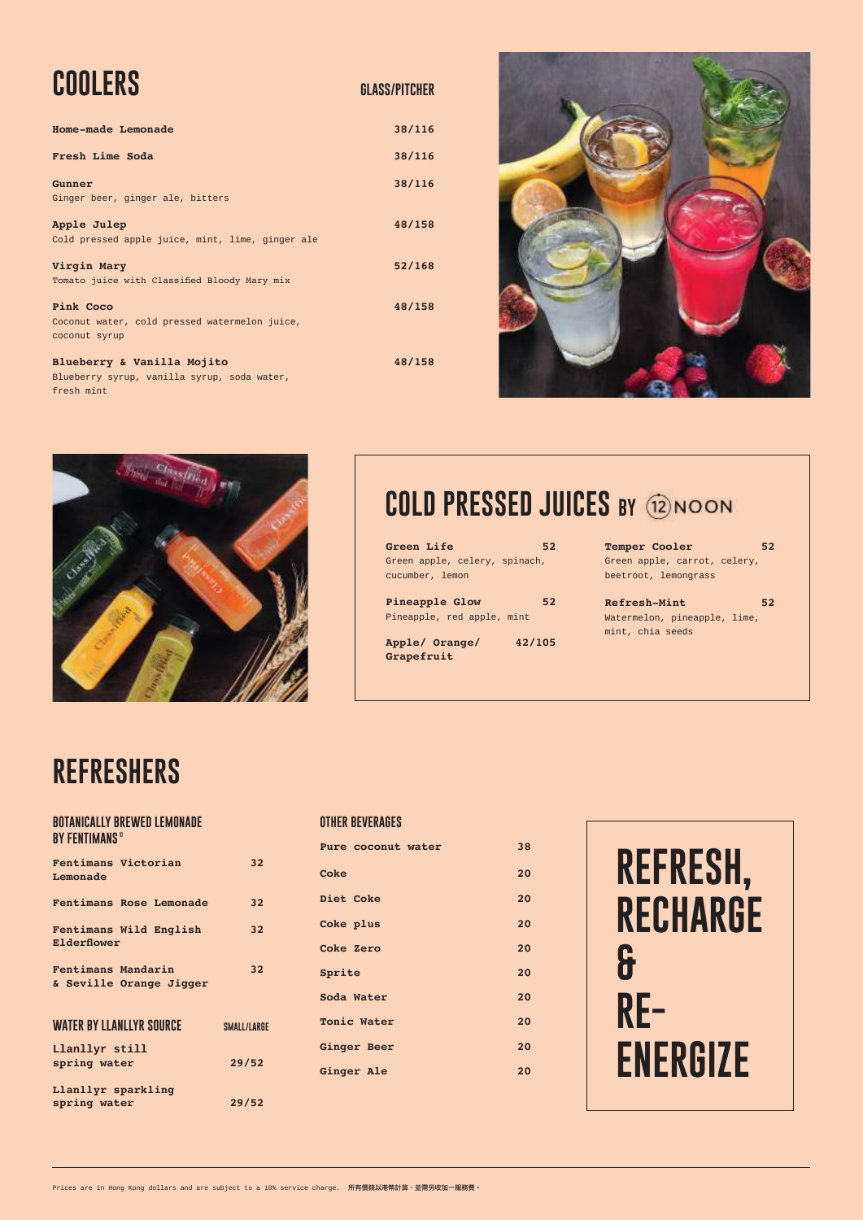# COOLERS

| | GLASS/PITCHER |
|---|---|
| **Home-made Lemonade** | 38/116 |
| **Fresh Lime Soda** | 38/116 |
| **Gunner**<br>Ginger beer, ginger ale, bitters | 38/116 |
| **Apple Julep**<br>Cold pressed apple juice, mint, lime, ginger ale | 48/158 |
| **Virgin Mary**<br>Tomato juice with Classified Bloody Mary mix | 52/168 |
| **Pink Coco**<br>Coconut water, cold pressed watermelon juice, coconut syrup | 48/158 |
| **Blueberry & Vanilla Mojito**<br>Blueberry syrup, vanilla syrup, soda water, fresh mint | 48/158 |

## COLD PRESSED JUICES BY ⑫NOON

| | |
|---|---|
| **Green Life**<br>Green apple, celery, spinach, cucumber, lemon | 52 |
| **Pineapple Glow**<br>Pineapple, red apple, mint | 52 |
| **Apple/ Orange/ Grapefruit** | 42/105 |
| **Temper Cooler**<br>Green apple, carrot, celery, beetroot, lemongrass | 52 |
| **Refresh-Mint**<br>Watermelon, pineapple, lime, mint, chia seeds | 52 |

# REFRESHERS

### BOTANICALLY BREWED LEMONADE BY FENTIMANS®

| | |
|---|---|
| **Fentimans Victorian Lemonade** | 32 |
| **Fentimans Rose Lemonade** | 32 |
| **Fentimans Wild English Elderflower** | 32 |
| **Fentimans Mandarin & Seville Orange Jigger** | 32 |

### WATER BY LLANLLYR SOURCE

| | SMALL/LARGE |
|---|---|
| **Llanllyr still spring water** | 29/52 |
| **Llanllyr sparkling spring water** | 29/52 |

### OTHER BEVERAGES

| | |
|---|---|
| **Pure coconut water** | 38 |
| **Coke** | 20 |
| **Diet Coke** | 20 |
| **Coke plus** | 20 |
| **Coke Zero** | 20 |
| **Sprite** | 20 |
| **Soda Water** | 20 |
| **Tonic Water** | 20 |
| **Ginger Beer** | 20 |
| **Ginger Ale** | 20 |

## REFRESH, RECHARGE & RE-ENERGIZE

Prices are in Hong Kong dollars and are subject to a 10% service charge. 所有價錢以港幣計算，並需另收加一服務費。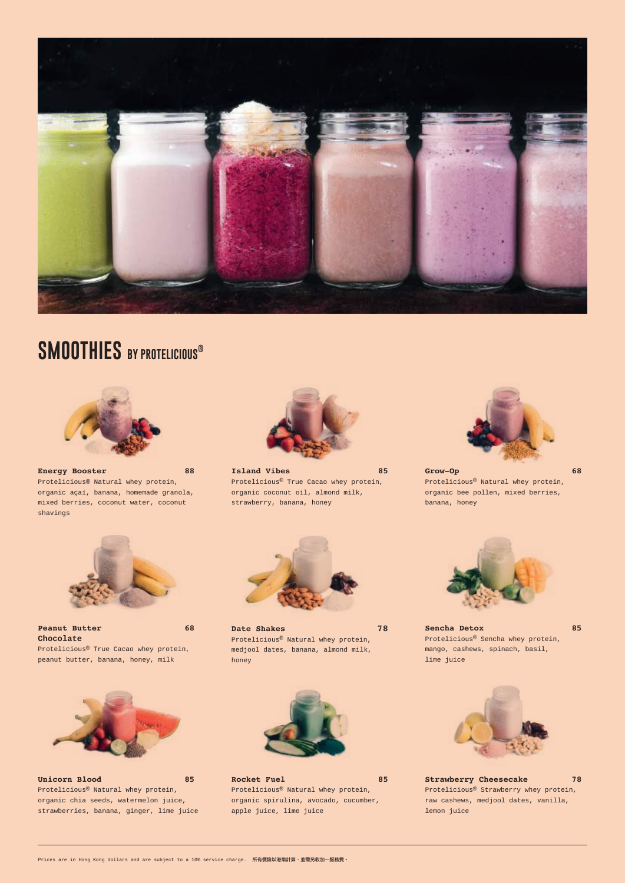# SMOOTHIES BY PROTELICIOUS®

**Energy Booster** 88
Protelicious® Natural whey protein, organic açai, banana, homemade granola, mixed berries, coconut water, coconut shavings

**Island Vibes** 85
Protelicious® True Cacao whey protein, organic coconut oil, almond milk, strawberry, banana, honey

**Grow-Op** 68
Protelicious® Natural whey protein, organic bee pollen, mixed berries, banana, honey

**Peanut Butter Chocolate** 68
Protelicious® True Cacao whey protein, peanut butter, banana, honey, milk

**Date Shakes** 78
Protelicious® Natural whey protein, medjool dates, banana, almond milk, honey

**Sencha Detox** 85
Protelicious® Sencha whey protein, mango, cashews, spinach, basil, lime juice

**Unicorn Blood** 85
Protelicious® Natural whey protein, organic chia seeds, watermelon juice, strawberries, banana, ginger, lime juice

**Rocket Fuel** 85
Protelicious® Natural whey protein, organic spirulina, avocado, cucumber, apple juice, lime juice

**Strawberry Cheesecake** 78
Protelicious® Strawberry whey protein, raw cashews, medjool dates, vanilla, lemon juice

Prices are in Hong Kong dollars and are subject to a 10% service charge. 所有價錢以港幣計算，並需另收加一服務費。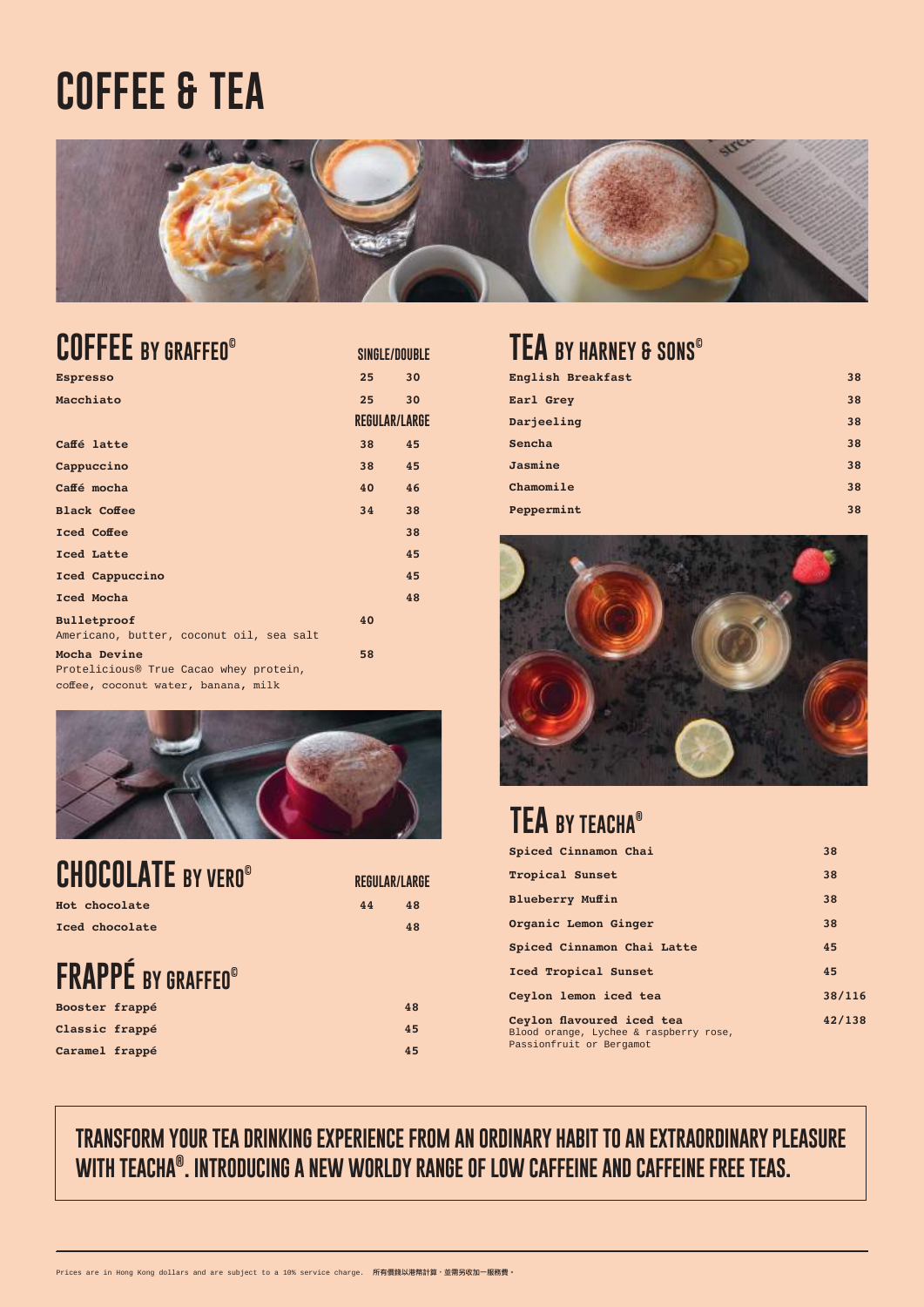# COFFEE & TEA

## COFFEE BY GRAFFEO©

| | SINGLE/DOUBLE | |
|---|---|---|
| Espresso | 25 | 30 |
| Macchiato | 25 | 30 |
| | **REGULAR/LARGE** | |
| Caffé latte | 38 | 45 |
| Cappuccino | 38 | 45 |
| Caffé mocha | 40 | 46 |
| Black Coffee | 34 | 38 |
| Iced Coffee | | 38 |
| Iced Latte | | 45 |
| Iced Cappuccino | | 45 |
| Iced Mocha | | 48 |
| **Bulletproof**<br>Americano, butter, coconut oil, sea salt | 40 | |
| **Mocha Devine**<br>Protelicious® True Cacao whey protein, coffee, coconut water, banana, milk | 58 | |

## CHOCOLATE BY VERO©

| | REGULAR/LARGE | |
|---|---|---|
| Hot chocolate | 44 | 48 |
| Iced chocolate | | 48 |

## FRAPPÉ BY GRAFFEO©

| | |
|---|---|
| Booster frappé | 48 |
| Classic frappé | 45 |
| Caramel frappé | 45 |

## TEA BY HARNEY & SONS©

| | |
|---|---|
| English Breakfast | 38 |
| Earl Grey | 38 |
| Darjeeling | 38 |
| Sencha | 38 |
| Jasmine | 38 |
| Chamomile | 38 |
| Peppermint | 38 |

## TEA BY TEACHA®

| | |
|---|---|
| Spiced Cinnamon Chai | 38 |
| Tropical Sunset | 38 |
| Blueberry Muffin | 38 |
| Organic Lemon Ginger | 38 |
| Spiced Cinnamon Chai Latte | 45 |
| Iced Tropical Sunset | 45 |
| Ceylon lemon iced tea | 38/116 |
| **Ceylon flavoured iced tea**<br>Blood orange, Lychee & raspberry rose, Passionfruit or Bergamot | 42/138 |

**TRANSFORM YOUR TEA DRINKING EXPERIENCE FROM AN ORDINARY HABIT TO AN EXTRAORDINARY PLEASURE WITH TEACHA®. INTRODUCING A NEW WORLDY RANGE OF LOW CAFFEINE AND CAFFEINE FREE TEAS.**

Prices are in Hong Kong dollars and are subject to a 10% service charge. 所有價錢以港幣計算，並需另收加一服務費。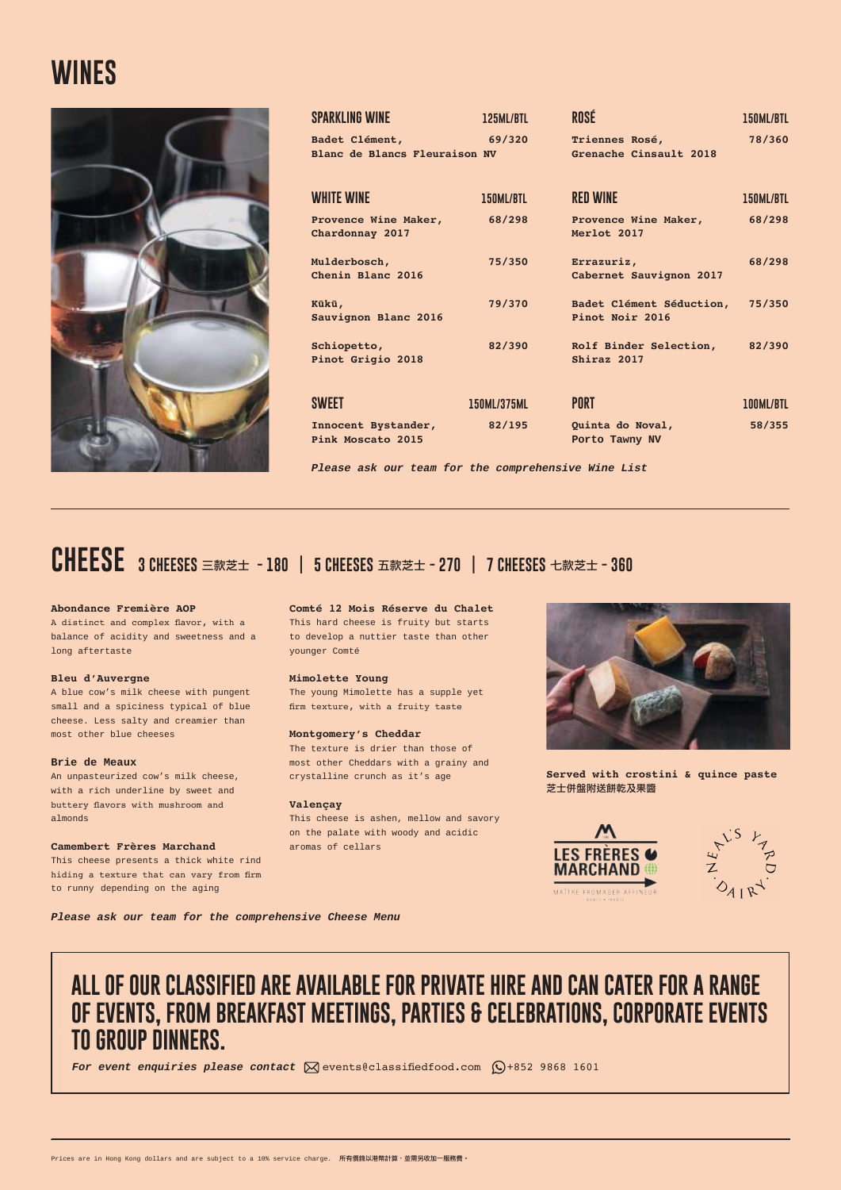# WINES

## SPARKLING WINE

| SPARKLING WINE | 125ML/BTL |
| --- | --- |
| Badet Clément, Blanc de Blancs Fleuraison NV | 69/320 |

## ROSÉ

| ROSÉ | 150ML/BTL |
| --- | --- |
| Triennes Rosé, Grenache Cinsault 2018 | 78/360 |

## WHITE WINE

| WHITE WINE | 150ML/BTL |
| --- | --- |
| Provence Wine Maker, Chardonnay 2017 | 68/298 |
| Mulderbosch, Chenin Blanc 2016 | 75/350 |
| Kūkū, Sauvignon Blanc 2016 | 79/370 |
| Schiopetto, Pinot Grigio 2018 | 82/390 |

## RED WINE

| RED WINE | 150ML/BTL |
| --- | --- |
| Provence Wine Maker, Merlot 2017 | 68/298 |
| Errazuriz, Cabernet Sauvignon 2017 | 68/298 |
| Badet Clément Séduction, Pinot Noir 2016 | 75/350 |
| Rolf Binder Selection, Shiraz 2017 | 82/390 |

## SWEET

| SWEET | 150ML/375ML |
| --- | --- |
| Innocent Bystander, Pink Moscato 2015 | 82/195 |

## PORT

| PORT | 100ML/BTL |
| --- | --- |
| Quinta do Noval, Porto Tawny NV | 58/355 |

*Please ask our team for the comprehensive Wine List*

# CHEESE

**3 CHEESES 三款芝士 - 180 | 5 CHEESES 五款芝士 - 270 | 7 CHEESES 七款芝士 - 360**

**Abondance Première AOP**
A distinct and complex flavor, with a balance of acidity and sweetness and a long aftertaste

**Bleu d'Auvergne**
A blue cow's milk cheese with pungent small and a spiciness typical of blue cheese. Less salty and creamier than most other blue cheeses

**Brie de Meaux**
An unpasteurized cow's milk cheese, with a rich underline by sweet and buttery flavors with mushroom and almonds

**Camembert Frères Marchand**
This cheese presents a thick white rind hiding a texture that can vary from firm to runny depending on the aging

**Comté 12 Mois Réserve du Chalet**
This hard cheese is fruity but starts to develop a nuttier taste than other younger Comté

**Mimolette Young**
The young Mimolette has a supple yet firm texture, with a fruity taste

**Montgomery's Cheddar**
The texture is drier than those of most other Cheddars with a grainy and crystalline crunch as it's age

**Valençay**
This cheese is ashen, mellow and savory on the palate with woody and acidic aromas of cellars

**Served with crostini & quince paste**
**芝士併盤附送餅乾及果醬**

LES FRÈRES MARCHAND
MAÎTRE FROMAGER AFFINEUR

NEAL'S YARD DAIRY

*Please ask our team for the comprehensive Cheese Menu*

## ALL OF OUR CLASSIFIED ARE AVAILABLE FOR PRIVATE HIRE AND CAN CATER FOR A RANGE OF EVENTS, FROM BREAKFAST MEETINGS, PARTIES & CELEBRATIONS, CORPORATE EVENTS TO GROUP DINNERS.

***For event enquiries please contact*** events@classifiedfood.com +852 9868 1601

Prices are in Hong Kong dollars and are subject to a 10% service charge. 所有價錢以港幣計算，並需另收加一服務費。